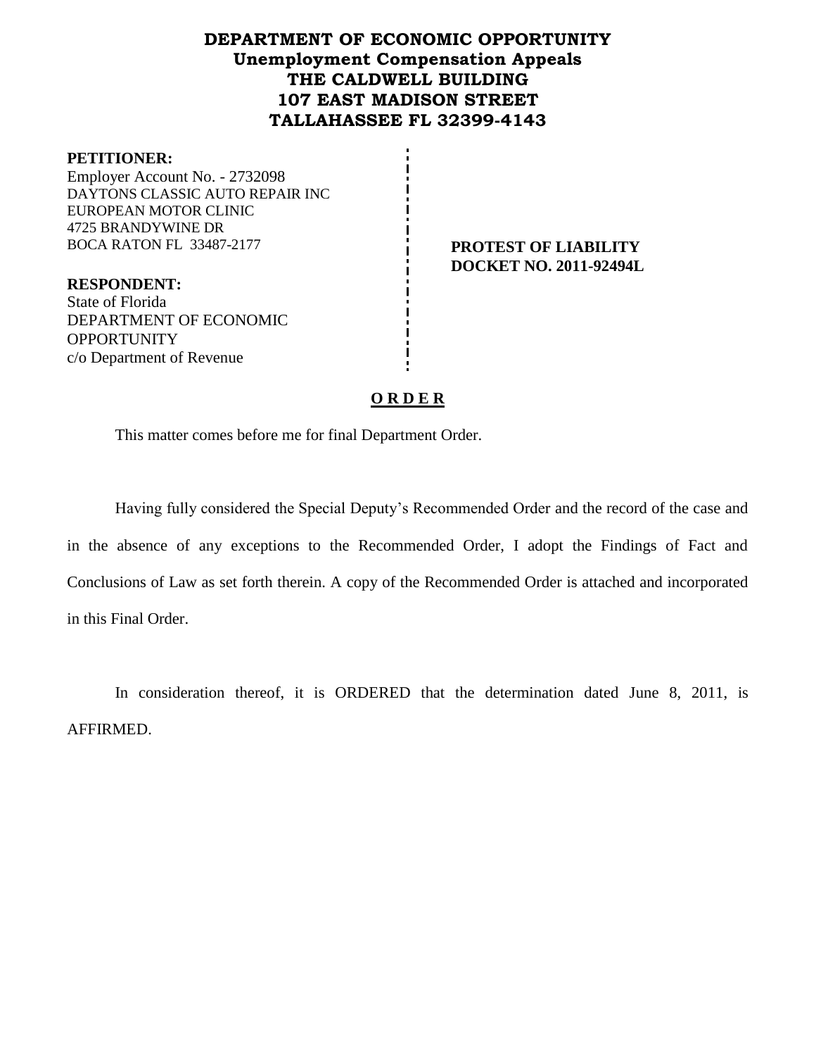# DEPARTMENT OF ECONOMIC OPPORTUNITY
## Unemployment Compensation Appeals
## THE CALDWELL BUILDING
## 107 EAST MADISON STREET
## TALLAHASSEE FL 32399-4143

**PETITIONER:**
Employer Account No. - 2732098
DAYTONS CLASSIC AUTO REPAIR INC
EUROPEAN MOTOR CLINIC
4725 BRANDYWINE DR
BOCA RATON FL 33487-2177

**PROTEST OF LIABILITY**
**DOCKET NO. 2011-92494L**

**RESPONDENT:**
State of Florida
DEPARTMENT OF ECONOMIC OPPORTUNITY
c/o Department of Revenue

## O R D E R

This matter comes before me for final Department Order.

Having fully considered the Special Deputy's Recommended Order and the record of the case and in the absence of any exceptions to the Recommended Order, I adopt the Findings of Fact and Conclusions of Law as set forth therein. A copy of the Recommended Order is attached and incorporated in this Final Order.

In consideration thereof, it is ORDERED that the determination dated June 8, 2011, is AFFIRMED.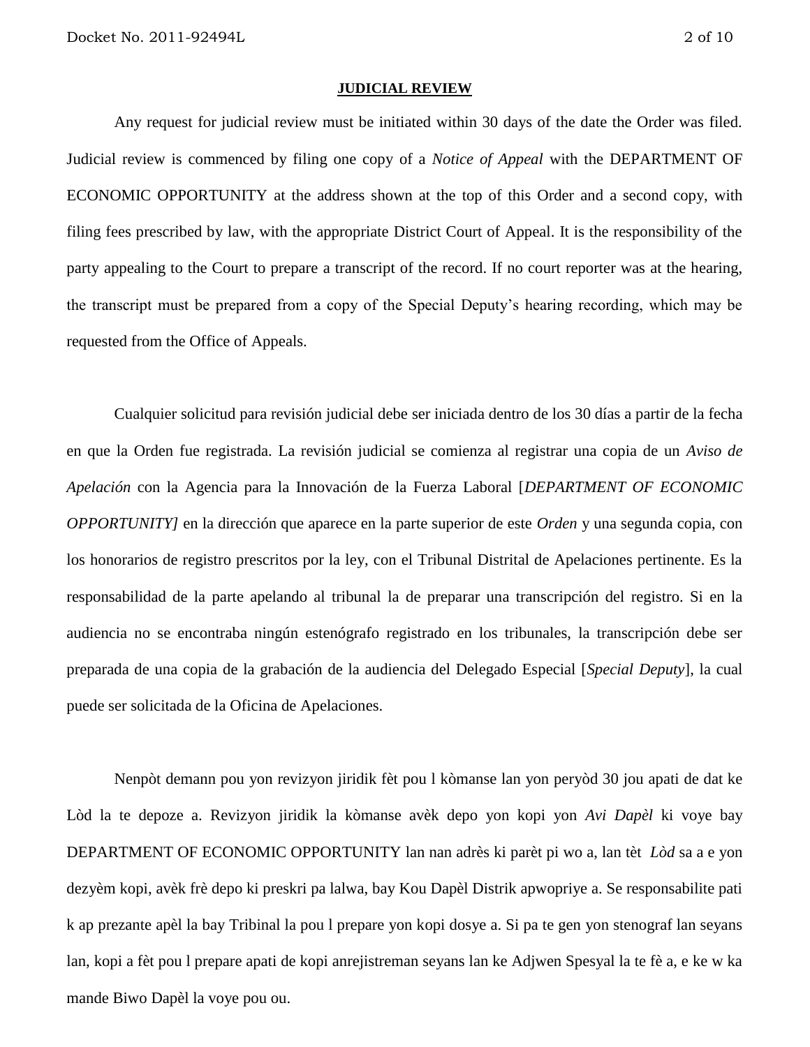**JUDICIAL REVIEW**

Any request for judicial review must be initiated within 30 days of the date the Order was filed. Judicial review is commenced by filing one copy of a *Notice of Appeal* with the DEPARTMENT OF ECONOMIC OPPORTUNITY at the address shown at the top of this Order and a second copy, with filing fees prescribed by law, with the appropriate District Court of Appeal. It is the responsibility of the party appealing to the Court to prepare a transcript of the record. If no court reporter was at the hearing, the transcript must be prepared from a copy of the Special Deputy's hearing recording, which may be requested from the Office of Appeals.

Cualquier solicitud para revisión judicial debe ser iniciada dentro de los 30 días a partir de la fecha en que la Orden fue registrada. La revisión judicial se comienza al registrar una copia de un *Aviso de Apelación* con la Agencia para la Innovación de la Fuerza Laboral [*DEPARTMENT OF ECONOMIC OPPORTUNITY]* en la dirección que aparece en la parte superior de este *Orden* y una segunda copia, con los honorarios de registro prescritos por la ley, con el Tribunal Distrital de Apelaciones pertinente. Es la responsabilidad de la parte apelando al tribunal la de preparar una transcripción del registro. Si en la audiencia no se encontraba ningún estenógrafo registrado en los tribunales, la transcripción debe ser preparada de una copia de la grabación de la audiencia del Delegado Especial [*Special Deputy*], la cual puede ser solicitada de la Oficina de Apelaciones.

Nenpòt demann pou yon revizyon jiridik fèt pou l kòmanse lan yon peryòd 30 jou apati de dat ke Lòd la te depoze a. Revizyon jiridik la kòmanse avèk depo yon kopi yon *Avi Dapèl* ki voye bay DEPARTMENT OF ECONOMIC OPPORTUNITY lan nan adrès ki parèt pi wo a, lan tèt *Lòd* sa a e yon dezyèm kopi, avèk frè depo ki preskri pa lalwa, bay Kou Dapèl Distrik apwopriye a. Se responsabilite pati k ap prezante apèl la bay Tribinal la pou l prepare yon kopi dosye a. Si pa te gen yon stenograf lan seyans lan, kopi a fèt pou l prepare apati de kopi anrejistreman seyans lan ke Adjwen Spesyal la te fè a, e ke w ka mande Biwo Dapèl la voye pou ou.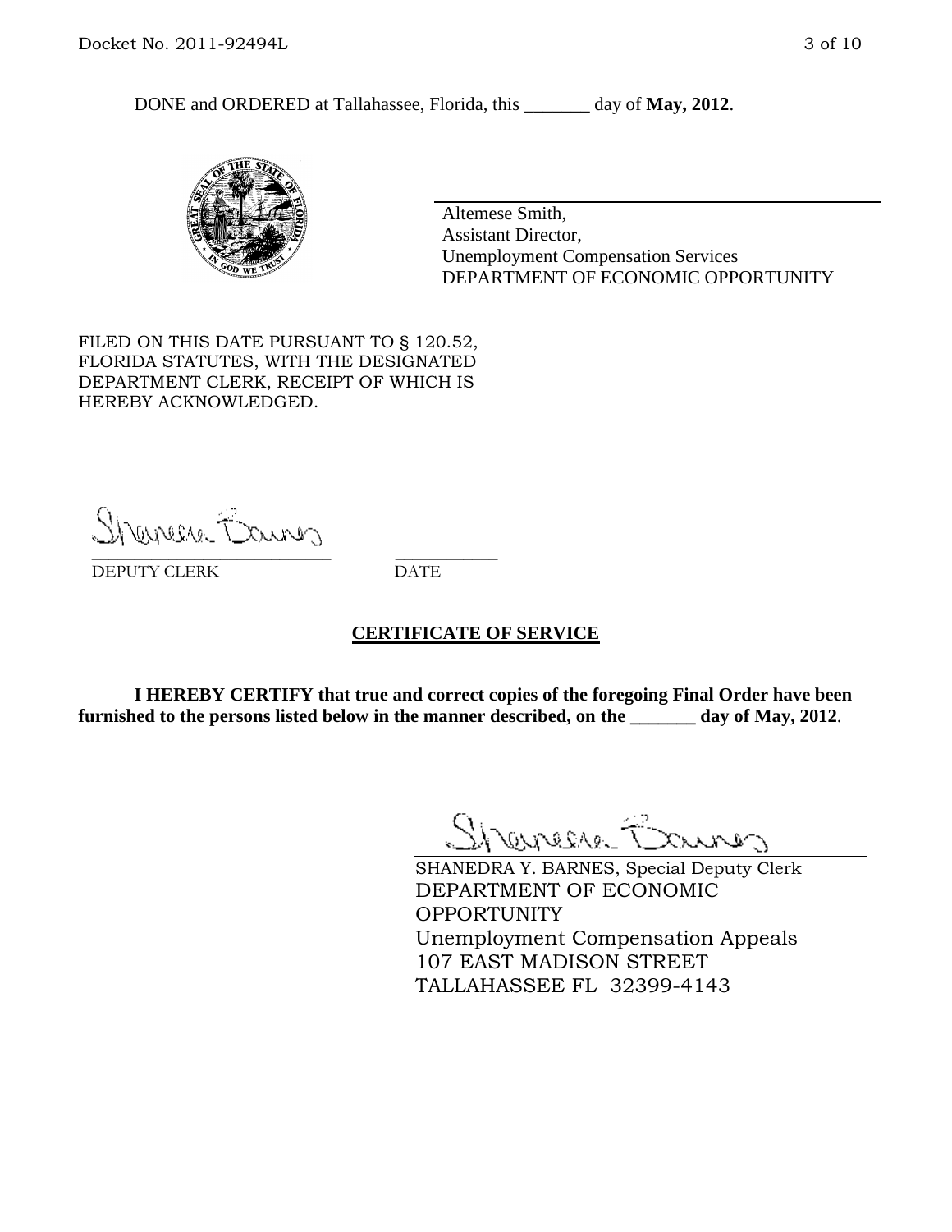DONE and ORDERED at Tallahassee, Florida, this _______ day of **May, 2012**.

Altemese Smith,
Assistant Director,
Unemployment Compensation Services
DEPARTMENT OF ECONOMIC OPPORTUNITY

FILED ON THIS DATE PURSUANT TO § 120.52, FLORIDA STATUTES, WITH THE DESIGNATED DEPARTMENT CLERK, RECEIPT OF WHICH IS HEREBY ACKNOWLEDGED.

___________________________ ___________
DEPUTY CLERK DATE

## CERTIFICATE OF SERVICE

**I HEREBY CERTIFY that true and correct copies of the foregoing Final Order have been furnished to the persons listed below in the manner described, on the _______ day of May, 2012**.

SHANEDRA Y. BARNES, Special Deputy Clerk
DEPARTMENT OF ECONOMIC OPPORTUNITY
Unemployment Compensation Appeals
107 EAST MADISON STREET
TALLAHASSEE FL 32399-4143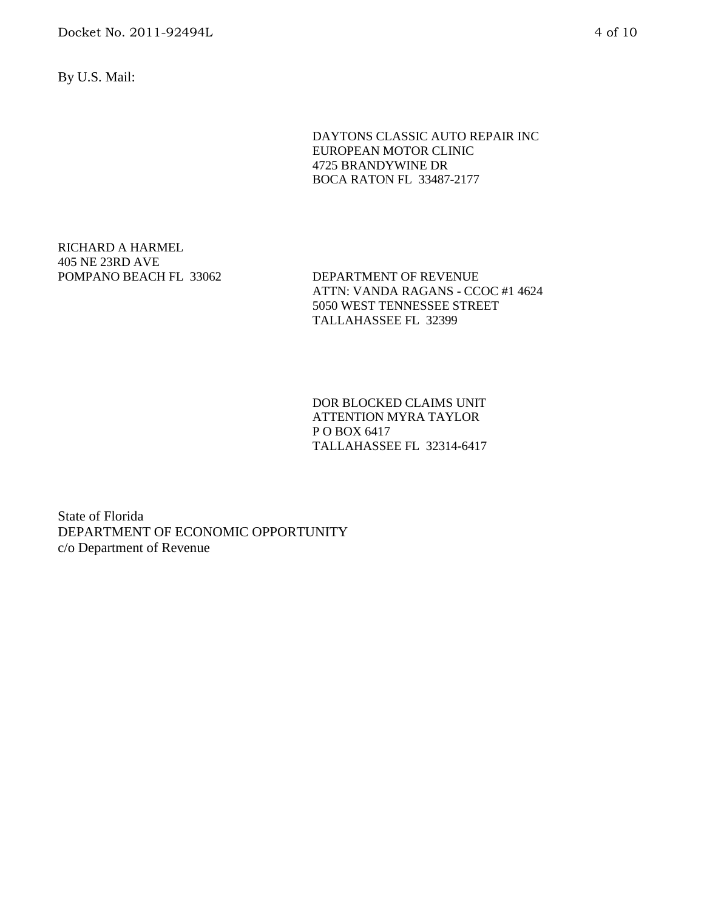By U.S. Mail:

DAYTONS CLASSIC AUTO REPAIR INC
EUROPEAN MOTOR CLINIC
4725 BRANDYWINE DR
BOCA RATON FL 33487-2177

RICHARD A HARMEL
405 NE 23RD AVE
POMPANO BEACH FL 33062

DEPARTMENT OF REVENUE
ATTN: VANDA RAGANS - CCOC #1 4624
5050 WEST TENNESSEE STREET
TALLAHASSEE FL 32399

DOR BLOCKED CLAIMS UNIT
ATTENTION MYRA TAYLOR
P O BOX 6417
TALLAHASSEE FL 32314-6417

State of Florida
DEPARTMENT OF ECONOMIC OPPORTUNITY
c/o Department of Revenue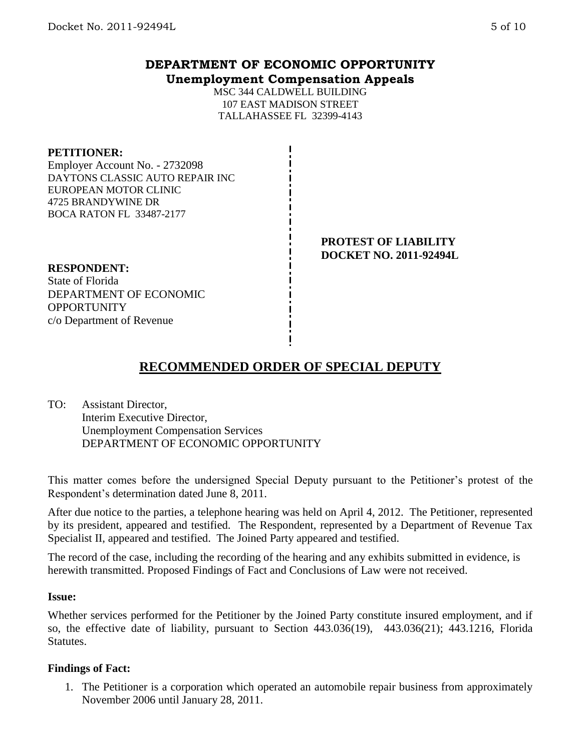# DEPARTMENT OF ECONOMIC OPPORTUNITY
## Unemployment Compensation Appeals

MSC 344 CALDWELL BUILDING
107 EAST MADISON STREET
TALLAHASSEE FL 32399-4143

**PETITIONER:**
Employer Account No. - 2732098
DAYTONS CLASSIC AUTO REPAIR INC
EUROPEAN MOTOR CLINIC
4725 BRANDYWINE DR
BOCA RATON FL 33487-2177

**PROTEST OF LIABILITY**
**DOCKET NO. 2011-92494L**

**RESPONDENT:**
State of Florida
DEPARTMENT OF ECONOMIC OPPORTUNITY
c/o Department of Revenue

## RECOMMENDED ORDER OF SPECIAL DEPUTY

TO: Assistant Director,
Interim Executive Director,
Unemployment Compensation Services
DEPARTMENT OF ECONOMIC OPPORTUNITY

This matter comes before the undersigned Special Deputy pursuant to the Petitioner's protest of the Respondent's determination dated June 8, 2011.

After due notice to the parties, a telephone hearing was held on April 4, 2012. The Petitioner, represented by its president, appeared and testified. The Respondent, represented by a Department of Revenue Tax Specialist II, appeared and testified. The Joined Party appeared and testified.

The record of the case, including the recording of the hearing and any exhibits submitted in evidence, is herewith transmitted. Proposed Findings of Fact and Conclusions of Law were not received.

**Issue:**

Whether services performed for the Petitioner by the Joined Party constitute insured employment, and if so, the effective date of liability, pursuant to Section 443.036(19), 443.036(21); 443.1216, Florida Statutes.

**Findings of Fact:**

1. The Petitioner is a corporation which operated an automobile repair business from approximately November 2006 until January 28, 2011.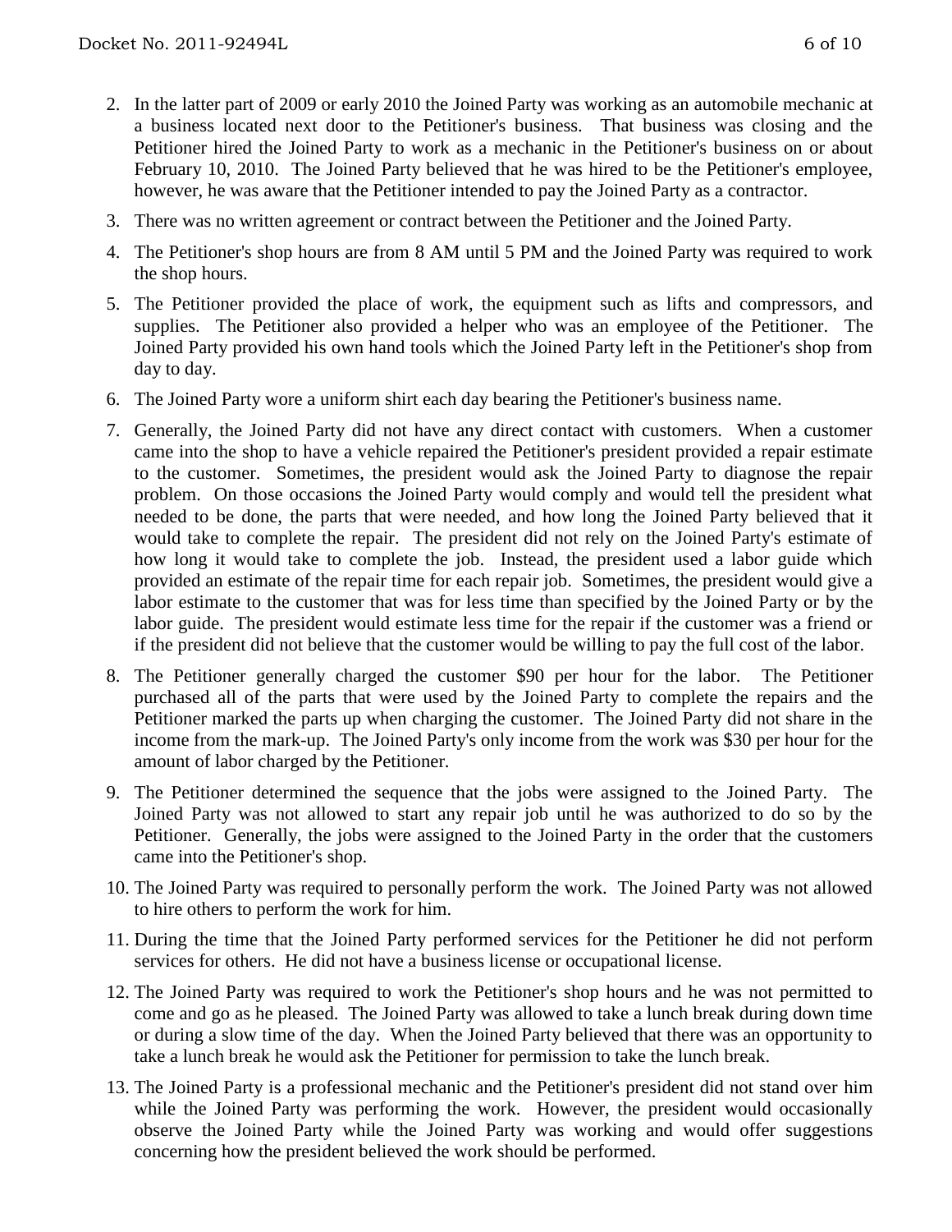2. In the latter part of 2009 or early 2010 the Joined Party was working as an automobile mechanic at a business located next door to the Petitioner's business. That business was closing and the Petitioner hired the Joined Party to work as a mechanic in the Petitioner's business on or about February 10, 2010. The Joined Party believed that he was hired to be the Petitioner's employee, however, he was aware that the Petitioner intended to pay the Joined Party as a contractor.

3. There was no written agreement or contract between the Petitioner and the Joined Party.

4. The Petitioner's shop hours are from 8 AM until 5 PM and the Joined Party was required to work the shop hours.

5. The Petitioner provided the place of work, the equipment such as lifts and compressors, and supplies. The Petitioner also provided a helper who was an employee of the Petitioner. The Joined Party provided his own hand tools which the Joined Party left in the Petitioner's shop from day to day.

6. The Joined Party wore a uniform shirt each day bearing the Petitioner's business name.

7. Generally, the Joined Party did not have any direct contact with customers. When a customer came into the shop to have a vehicle repaired the Petitioner's president provided a repair estimate to the customer. Sometimes, the president would ask the Joined Party to diagnose the repair problem. On those occasions the Joined Party would comply and would tell the president what needed to be done, the parts that were needed, and how long the Joined Party believed that it would take to complete the repair. The president did not rely on the Joined Party's estimate of how long it would take to complete the job. Instead, the president used a labor guide which provided an estimate of the repair time for each repair job. Sometimes, the president would give a labor estimate to the customer that was for less time than specified by the Joined Party or by the labor guide. The president would estimate less time for the repair if the customer was a friend or if the president did not believe that the customer would be willing to pay the full cost of the labor.

8. The Petitioner generally charged the customer $90 per hour for the labor. The Petitioner purchased all of the parts that were used by the Joined Party to complete the repairs and the Petitioner marked the parts up when charging the customer. The Joined Party did not share in the income from the mark-up. The Joined Party's only income from the work was $30 per hour for the amount of labor charged by the Petitioner.

9. The Petitioner determined the sequence that the jobs were assigned to the Joined Party. The Joined Party was not allowed to start any repair job until he was authorized to do so by the Petitioner. Generally, the jobs were assigned to the Joined Party in the order that the customers came into the Petitioner's shop.

10. The Joined Party was required to personally perform the work. The Joined Party was not allowed to hire others to perform the work for him.

11. During the time that the Joined Party performed services for the Petitioner he did not perform services for others. He did not have a business license or occupational license.

12. The Joined Party was required to work the Petitioner's shop hours and he was not permitted to come and go as he pleased. The Joined Party was allowed to take a lunch break during down time or during a slow time of the day. When the Joined Party believed that there was an opportunity to take a lunch break he would ask the Petitioner for permission to take the lunch break.

13. The Joined Party is a professional mechanic and the Petitioner's president did not stand over him while the Joined Party was performing the work. However, the president would occasionally observe the Joined Party while the Joined Party was working and would offer suggestions concerning how the president believed the work should be performed.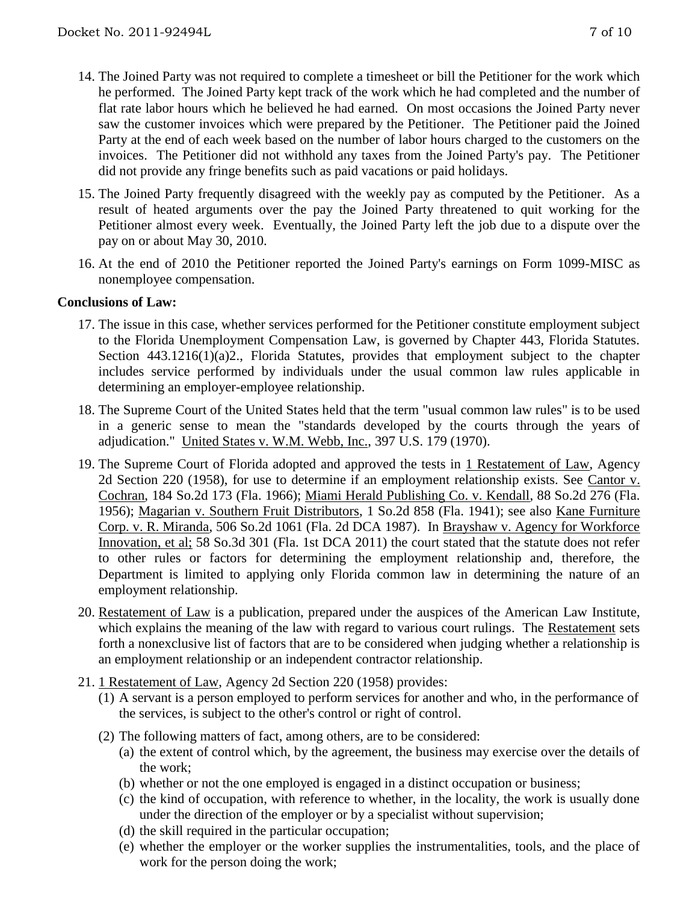14. The Joined Party was not required to complete a timesheet or bill the Petitioner for the work which he performed. The Joined Party kept track of the work which he had completed and the number of flat rate labor hours which he believed he had earned. On most occasions the Joined Party never saw the customer invoices which were prepared by the Petitioner. The Petitioner paid the Joined Party at the end of each week based on the number of labor hours charged to the customers on the invoices. The Petitioner did not withhold any taxes from the Joined Party's pay. The Petitioner did not provide any fringe benefits such as paid vacations or paid holidays.

15. The Joined Party frequently disagreed with the weekly pay as computed by the Petitioner. As a result of heated arguments over the pay the Joined Party threatened to quit working for the Petitioner almost every week. Eventually, the Joined Party left the job due to a dispute over the pay on or about May 30, 2010.

16. At the end of 2010 the Petitioner reported the Joined Party's earnings on Form 1099-MISC as nonemployee compensation.

**Conclusions of Law:**

17. The issue in this case, whether services performed for the Petitioner constitute employment subject to the Florida Unemployment Compensation Law, is governed by Chapter 443, Florida Statutes. Section 443.1216(1)(a)2., Florida Statutes, provides that employment subject to the chapter includes service performed by individuals under the usual common law rules applicable in determining an employer-employee relationship.

18. The Supreme Court of the United States held that the term "usual common law rules" is to be used in a generic sense to mean the "standards developed by the courts through the years of adjudication." United States v. W.M. Webb, Inc., 397 U.S. 179 (1970).

19. The Supreme Court of Florida adopted and approved the tests in 1 Restatement of Law, Agency 2d Section 220 (1958), for use to determine if an employment relationship exists. See Cantor v. Cochran, 184 So.2d 173 (Fla. 1966); Miami Herald Publishing Co. v. Kendall, 88 So.2d 276 (Fla. 1956); Magarian v. Southern Fruit Distributors, 1 So.2d 858 (Fla. 1941); see also Kane Furniture Corp. v. R. Miranda, 506 So.2d 1061 (Fla. 2d DCA 1987). In Brayshaw v. Agency for Workforce Innovation, et al; 58 So.3d 301 (Fla. 1st DCA 2011) the court stated that the statute does not refer to other rules or factors for determining the employment relationship and, therefore, the Department is limited to applying only Florida common law in determining the nature of an employment relationship.

20. Restatement of Law is a publication, prepared under the auspices of the American Law Institute, which explains the meaning of the law with regard to various court rulings. The Restatement sets forth a nonexclusive list of factors that are to be considered when judging whether a relationship is an employment relationship or an independent contractor relationship.

21. 1 Restatement of Law, Agency 2d Section 220 (1958) provides:
    (1) A servant is a person employed to perform services for another and who, in the performance of the services, is subject to the other's control or right of control.
    (2) The following matters of fact, among others, are to be considered:
        (a) the extent of control which, by the agreement, the business may exercise over the details of the work;
        (b) whether or not the one employed is engaged in a distinct occupation or business;
        (c) the kind of occupation, with reference to whether, in the locality, the work is usually done under the direction of the employer or by a specialist without supervision;
        (d) the skill required in the particular occupation;
        (e) whether the employer or the worker supplies the instrumentalities, tools, and the place of work for the person doing the work;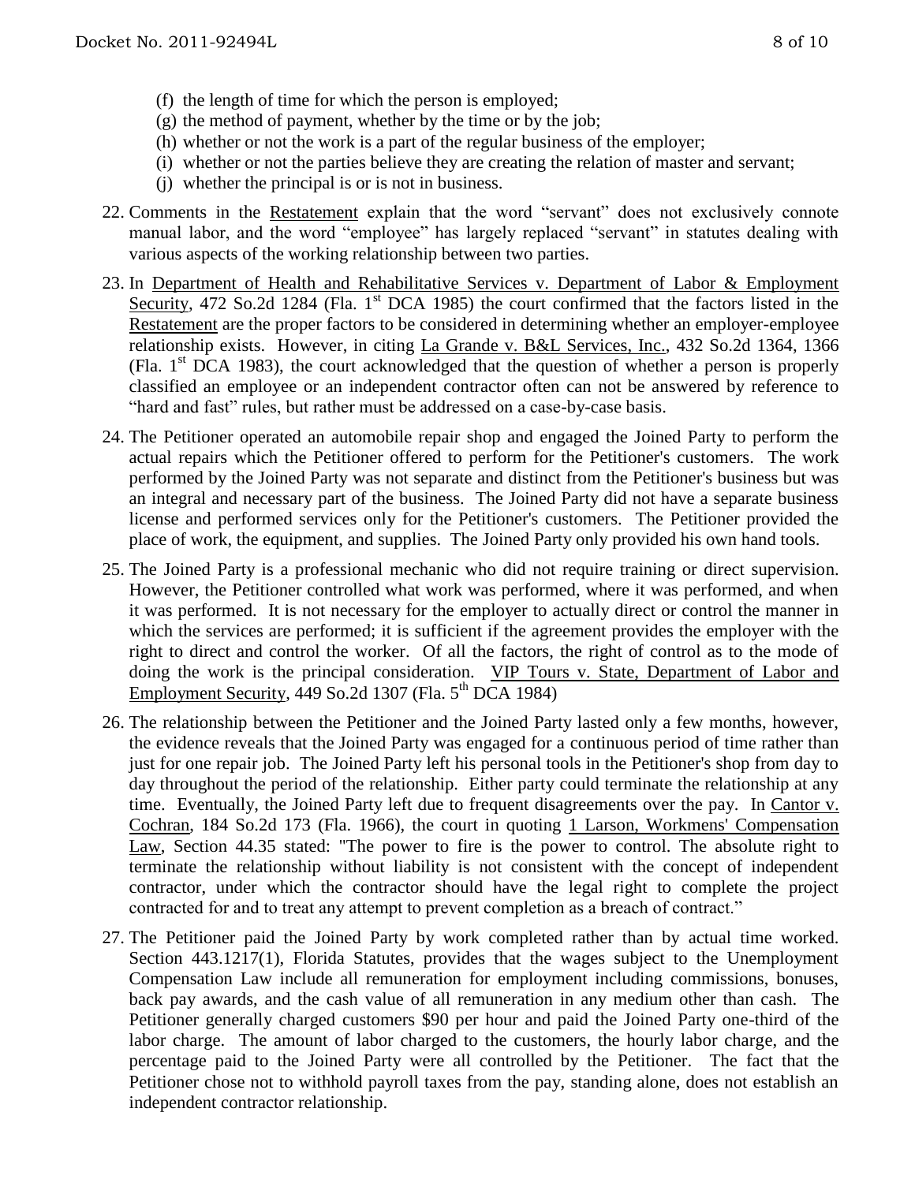(f) the length of time for which the person is employed;
(g) the method of payment, whether by the time or by the job;
(h) whether or not the work is a part of the regular business of the employer;
(i) whether or not the parties believe they are creating the relation of master and servant;
(j) whether the principal is or is not in business.

22. Comments in the Restatement explain that the word "servant" does not exclusively connote manual labor, and the word "employee" has largely replaced "servant" in statutes dealing with various aspects of the working relationship between two parties.

23. In Department of Health and Rehabilitative Services v. Department of Labor & Employment Security, 472 So.2d 1284 (Fla. 1st DCA 1985) the court confirmed that the factors listed in the Restatement are the proper factors to be considered in determining whether an employer-employee relationship exists. However, in citing La Grande v. B&L Services, Inc., 432 So.2d 1364, 1366 (Fla. 1st DCA 1983), the court acknowledged that the question of whether a person is properly classified an employee or an independent contractor often can not be answered by reference to "hard and fast" rules, but rather must be addressed on a case-by-case basis.

24. The Petitioner operated an automobile repair shop and engaged the Joined Party to perform the actual repairs which the Petitioner offered to perform for the Petitioner's customers. The work performed by the Joined Party was not separate and distinct from the Petitioner's business but was an integral and necessary part of the business. The Joined Party did not have a separate business license and performed services only for the Petitioner's customers. The Petitioner provided the place of work, the equipment, and supplies. The Joined Party only provided his own hand tools.

25. The Joined Party is a professional mechanic who did not require training or direct supervision. However, the Petitioner controlled what work was performed, where it was performed, and when it was performed. It is not necessary for the employer to actually direct or control the manner in which the services are performed; it is sufficient if the agreement provides the employer with the right to direct and control the worker. Of all the factors, the right of control as to the mode of doing the work is the principal consideration. VIP Tours v. State, Department of Labor and Employment Security, 449 So.2d 1307 (Fla. 5th DCA 1984)

26. The relationship between the Petitioner and the Joined Party lasted only a few months, however, the evidence reveals that the Joined Party was engaged for a continuous period of time rather than just for one repair job. The Joined Party left his personal tools in the Petitioner's shop from day to day throughout the period of the relationship. Either party could terminate the relationship at any time. Eventually, the Joined Party left due to frequent disagreements over the pay. In Cantor v. Cochran, 184 So.2d 173 (Fla. 1966), the court in quoting 1 Larson, Workmens' Compensation Law, Section 44.35 stated: "The power to fire is the power to control. The absolute right to terminate the relationship without liability is not consistent with the concept of independent contractor, under which the contractor should have the legal right to complete the project contracted for and to treat any attempt to prevent completion as a breach of contract."

27. The Petitioner paid the Joined Party by work completed rather than by actual time worked. Section 443.1217(1), Florida Statutes, provides that the wages subject to the Unemployment Compensation Law include all remuneration for employment including commissions, bonuses, back pay awards, and the cash value of all remuneration in any medium other than cash. The Petitioner generally charged customers $90 per hour and paid the Joined Party one-third of the labor charge. The amount of labor charged to the customers, the hourly labor charge, and the percentage paid to the Joined Party were all controlled by the Petitioner. The fact that the Petitioner chose not to withhold payroll taxes from the pay, standing alone, does not establish an independent contractor relationship.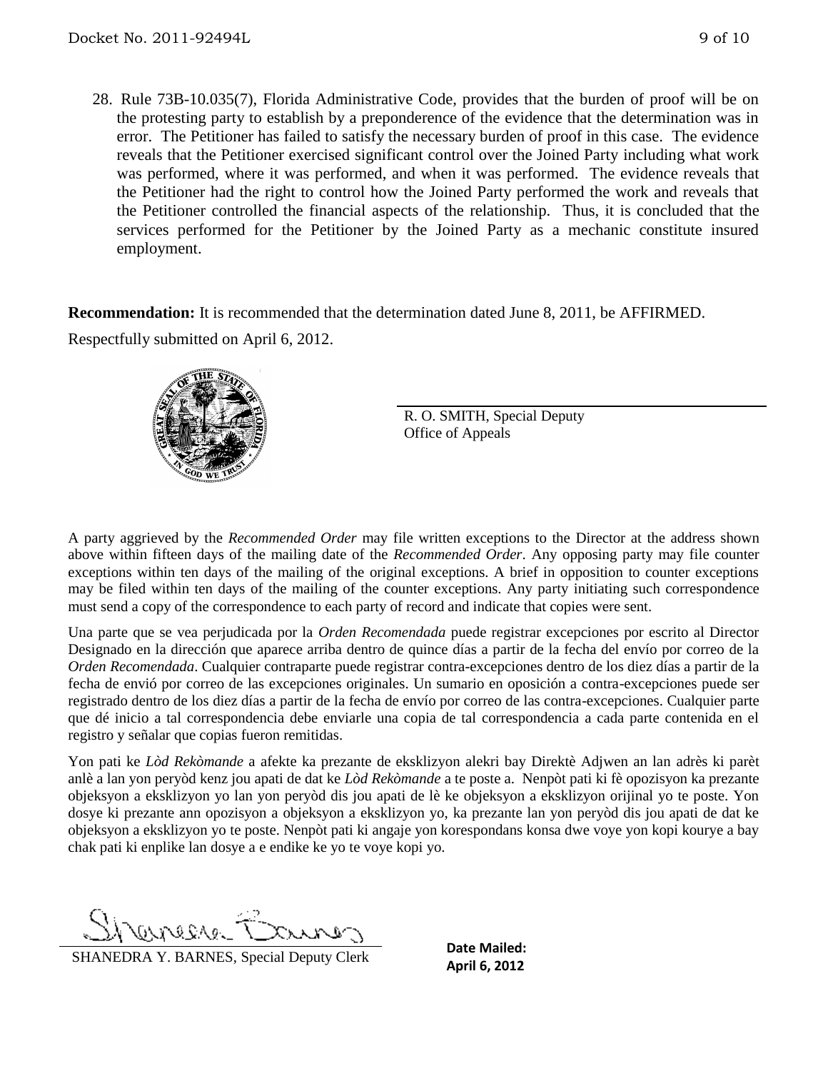28. Rule 73B-10.035(7), Florida Administrative Code, provides that the burden of proof will be on the protesting party to establish by a preponderence of the evidence that the determination was in error. The Petitioner has failed to satisfy the necessary burden of proof in this case. The evidence reveals that the Petitioner exercised significant control over the Joined Party including what work was performed, where it was performed, and when it was performed. The evidence reveals that the Petitioner had the right to control how the Joined Party performed the work and reveals that the Petitioner controlled the financial aspects of the relationship. Thus, it is concluded that the services performed for the Petitioner by the Joined Party as a mechanic constitute insured employment.

**Recommendation:** It is recommended that the determination dated June 8, 2011, be AFFIRMED.

Respectfully submitted on April 6, 2012.

R. O. SMITH, Special Deputy
Office of Appeals

A party aggrieved by the *Recommended Order* may file written exceptions to the Director at the address shown above within fifteen days of the mailing date of the *Recommended Order*. Any opposing party may file counter exceptions within ten days of the mailing of the original exceptions. A brief in opposition to counter exceptions may be filed within ten days of the mailing of the counter exceptions. Any party initiating such correspondence must send a copy of the correspondence to each party of record and indicate that copies were sent.

Una parte que se vea perjudicada por la *Orden Recomendada* puede registrar excepciones por escrito al Director Designado en la dirección que aparece arriba dentro de quince días a partir de la fecha del envío por correo de la *Orden Recomendada*. Cualquier contraparte puede registrar contra-excepciones dentro de los diez días a partir de la fecha de envió por correo de las excepciones originales. Un sumario en oposición a contra-excepciones puede ser registrado dentro de los diez días a partir de la fecha de envío por correo de las contra-excepciones. Cualquier parte que dé inicio a tal correspondencia debe enviarle una copia de tal correspondencia a cada parte contenida en el registro y señalar que copias fueron remitidas.

Yon pati ke *Lòd Rekòmande* a afekte ka prezante de eksklizyon alekri bay Direktè Adjwen an lan adrès ki parèt anlè a lan yon peryòd kenz jou apati de dat ke *Lòd Rekòmande* a te poste a. Nenpòt pati ki fè opozisyon ka prezante objeksyon a eksklizyon yo lan yon peryòd dis jou apati de lè ke objeksyon a eksklizyon orijinal yo te poste. Yon dosye ki prezante ann opozisyon a objeksyon a eksklizyon yo, ka prezante lan yon peryòd dis jou apati de dat ke objeksyon a eksklizyon yo te poste. Nenpòt pati ki angaje yon korespondans konsa dwe voye yon kopi kourye a bay chak pati ki enplike lan dosye a e endike ke yo te voye kopi yo.

SHANEDRA Y. BARNES, Special Deputy Clerk

**Date Mailed:**
**April 6, 2012**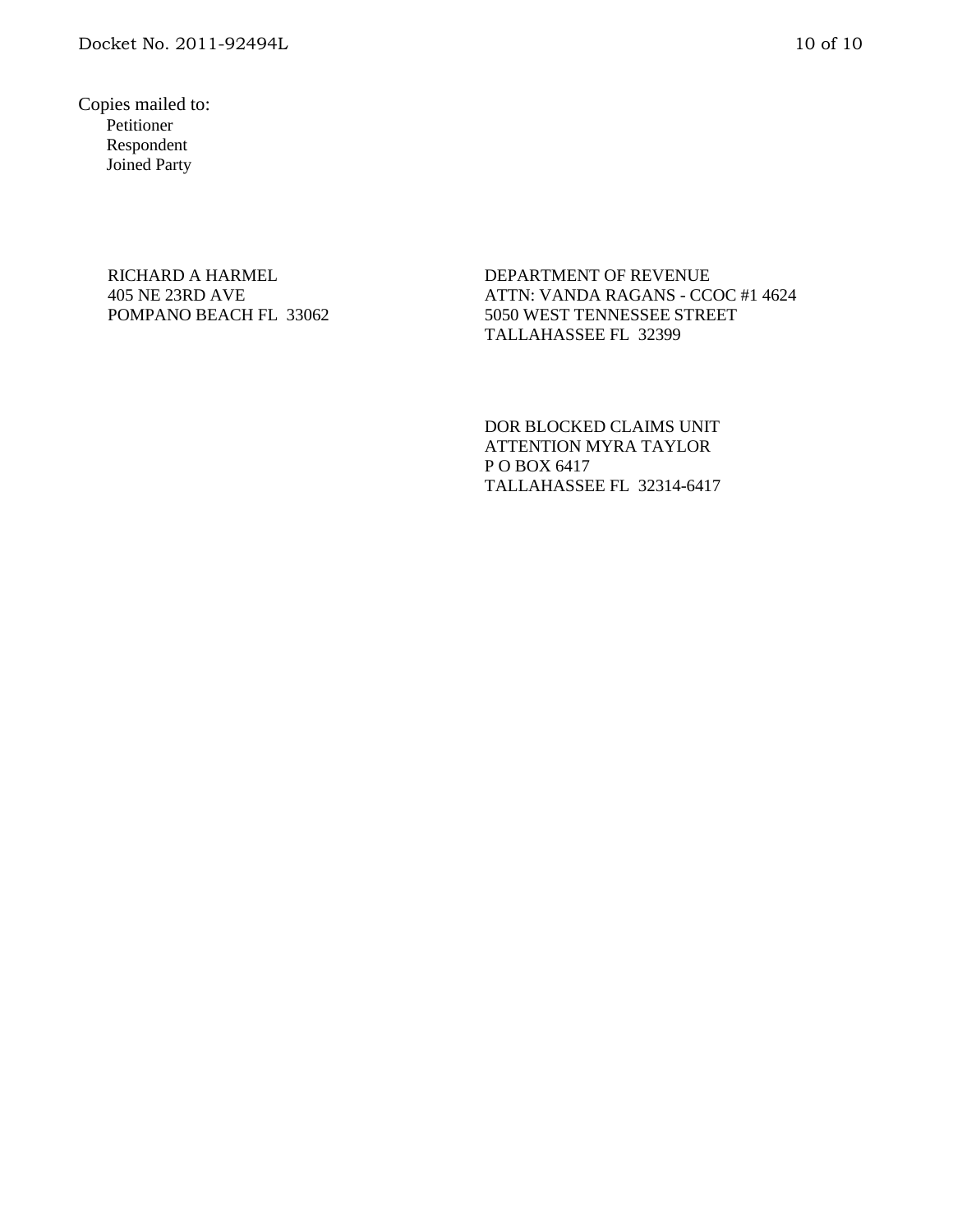Copies mailed to:
Petitioner
Respondent
Joined Party

RICHARD A HARMEL
405 NE 23RD AVE
POMPANO BEACH FL 33062

DEPARTMENT OF REVENUE
ATTN: VANDA RAGANS - CCOC #1 4624
5050 WEST TENNESSEE STREET
TALLAHASSEE FL 32399

DOR BLOCKED CLAIMS UNIT
ATTENTION MYRA TAYLOR
P O BOX 6417
TALLAHASSEE FL 32314-6417